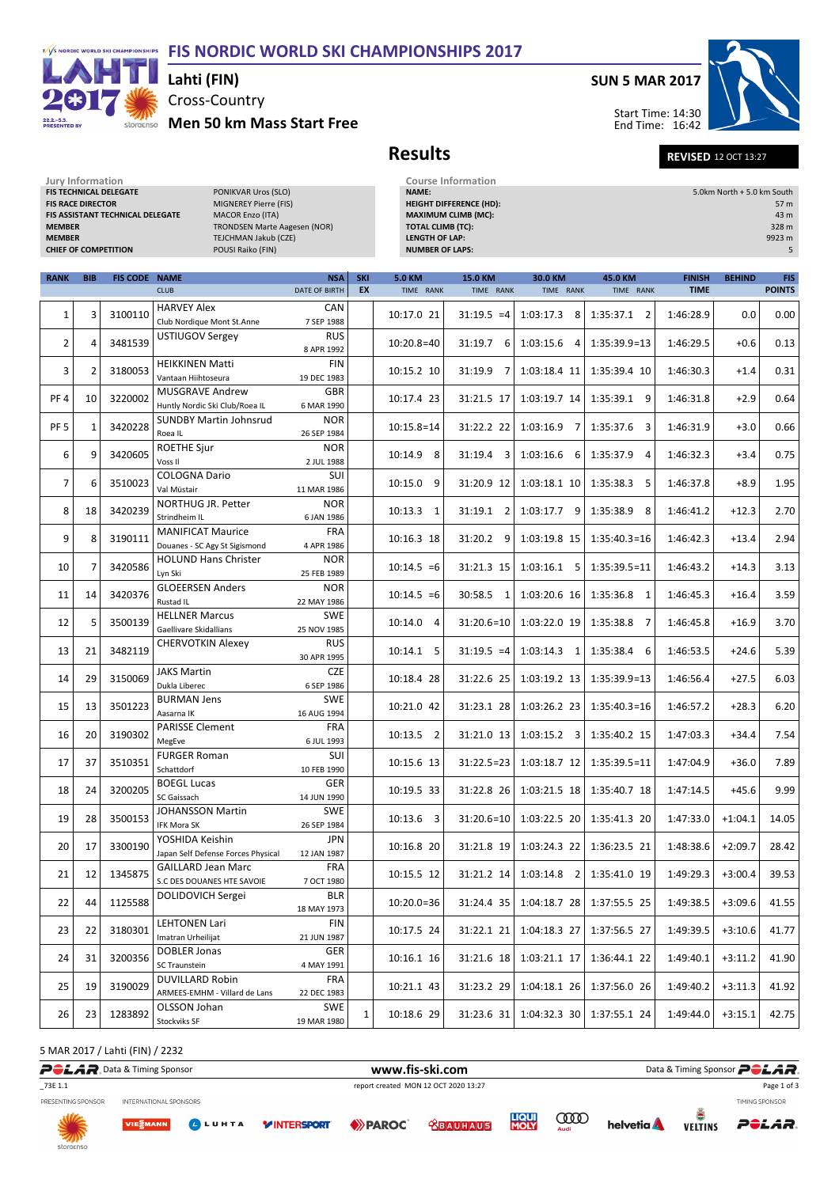# FIS NORDIC WORLD SKI CHAMPIONSHIPS 2017

## Lahti (FIN)

SUN 5 MAR 2017

Cross-Country

Start Time: 14:30
End Time: 16:42

## Men 50 km Mass Start Free

# Results

**REVISED** 12 OCT 13:27

| Jury Information | |
|---|---|
| FIS TECHNICAL DELEGATE | PONIKVAR Uros (SLO) |
| FIS RACE DIRECTOR | MIGNEREY Pierre (FIS) |
| FIS ASSISTANT TECHNICAL DELEGATE | MACOR Enzo (ITA) |
| MEMBER | TRONDSEN Marte Aagesen (NOR) |
| MEMBER | TEJCHMAN Jakub (CZE) |
| CHIEF OF COMPETITION | POUSI Raiko (FIN) |

| Course Information | |
|---|---|
| NAME: | 5.0km North + 5.0 km South |
| HEIGHT DIFFERENCE (HD): | 57 m |
| MAXIMUM CLIMB (MC): | 43 m |
| TOTAL CLIMB (TC): | 328 m |
| LENGTH OF LAP: | 9923 m |
| NUMBER OF LAPS: | 5 |

| RANK | BIB | FIS CODE | NAME / CLUB | NSA / DATE OF BIRTH | SKI EX | 5.0 KM TIME RANK | 15.0 KM TIME RANK | 30.0 KM TIME RANK | 45.0 KM TIME RANK | FINISH TIME | BEHIND | FIS POINTS |
|---|---|---|---|---|---|---|---|---|---|---|---|---|
| 1 | 3 | 3100110 | HARVEY Alex / Club Nordique Mont St.Anne | CAN / 7 SEP 1988 | | 10:17.0 21 | 31:19.5 =4 | 1:03:17.3 8 | 1:35:37.1 2 | 1:46:28.9 | 0.0 | 0.00 |
| 2 | 4 | 3481539 | USTIUGOV Sergey | RUS / 8 APR 1992 | | 10:20.8=40 | 31:19.7 6 | 1:03:15.6 4 | 1:35:39.9=13 | 1:46:29.5 | +0.6 | 0.13 |
| 3 | 2 | 3180053 | HEIKKINEN Matti / Vantaan Hiihtoseura | FIN / 19 DEC 1983 | | 10:15.2 10 | 31:19.9 7 | 1:03:18.4 11 | 1:35:39.4 10 | 1:46:30.3 | +1.4 | 0.31 |
| PF 4 | 10 | 3220002 | MUSGRAVE Andrew / Huntly Nordic Ski Club/Roea IL | GBR / 6 MAR 1990 | | 10:17.4 23 | 31:21.5 17 | 1:03:19.7 14 | 1:35:39.1 9 | 1:46:31.8 | +2.9 | 0.64 |
| PF 5 | 1 | 3420228 | SUNDBY Martin Johnsrud / Roea IL | NOR / 26 SEP 1984 | | 10:15.8=14 | 31:22.2 22 | 1:03:16.9 7 | 1:35:37.6 3 | 1:46:31.9 | +3.0 | 0.66 |
| 6 | 9 | 3420605 | ROETHE Sjur / Voss Il | NOR / 2 JUL 1988 | | 10:14.9 8 | 31:19.4 3 | 1:03:16.6 6 | 1:35:37.9 4 | 1:46:32.3 | +3.4 | 0.75 |
| 7 | 6 | 3510023 | COLOGNA Dario / Val Müstair | SUI / 11 MAR 1986 | | 10:15.0 9 | 31:20.9 12 | 1:03:18.1 10 | 1:35:38.3 5 | 1:46:37.8 | +8.9 | 1.95 |
| 8 | 18 | 3420239 | NORTHUG JR. Petter / Strindheim IL | NOR / 6 JAN 1986 | | 10:13.3 1 | 31:19.1 2 | 1:03:17.7 9 | 1:35:38.9 8 | 1:46:41.2 | +12.3 | 2.70 |
| 9 | 8 | 3190111 | MANIFICAT Maurice / Douanes - SC Agy St Sigismond | FRA / 4 APR 1986 | | 10:16.3 18 | 31:20.2 9 | 1:03:19.8 15 | 1:35:40.3=16 | 1:46:42.3 | +13.4 | 2.94 |
| 10 | 7 | 3420586 | HOLUND Hans Christer / Lyn Ski | NOR / 25 FEB 1989 | | 10:14.5 =6 | 31:21.3 15 | 1:03:16.1 5 | 1:35:39.5=11 | 1:46:43.2 | +14.3 | 3.13 |
| 11 | 14 | 3420376 | GLOEERSEN Anders / Rustad IL | NOR / 22 MAY 1986 | | 10:14.5 =6 | 30:58.5 1 | 1:03:20.6 16 | 1:35:36.8 1 | 1:46:45.3 | +16.4 | 3.59 |
| 12 | 5 | 3500139 | HELLNER Marcus / Gaellivare Skidallians | SWE / 25 NOV 1985 | | 10:14.0 4 | 31:20.6=10 | 1:03:22.0 19 | 1:35:38.8 7 | 1:46:45.8 | +16.9 | 3.70 |
| 13 | 21 | 3482119 | CHERVOTKIN Alexey | RUS / 30 APR 1995 | | 10:14.1 5 | 31:19.5 =4 | 1:03:14.3 1 | 1:35:38.4 6 | 1:46:53.5 | +24.6 | 5.39 |
| 14 | 29 | 3150069 | JAKS Martin / Dukla Liberec | CZE / 6 SEP 1986 | | 10:18.4 28 | 31:22.6 25 | 1:03:19.2 13 | 1:35:39.9=13 | 1:46:56.4 | +27.5 | 6.03 |
| 15 | 13 | 3501223 | BURMAN Jens / Aasarna IK | SWE / 16 AUG 1994 | | 10:21.0 42 | 31:23.1 28 | 1:03:26.2 23 | 1:35:40.3=16 | 1:46:57.2 | +28.3 | 6.20 |
| 16 | 20 | 3190302 | PARISSE Clement / MegEve | FRA / 6 JUL 1993 | | 10:13.5 2 | 31:21.0 13 | 1:03:15.2 3 | 1:35:40.2 15 | 1:47:03.3 | +34.4 | 7.54 |
| 17 | 37 | 3510351 | FURGER Roman / Schattdorf | SUI / 10 FEB 1990 | | 10:15.6 13 | 31:22.5=23 | 1:03:18.7 12 | 1:35:39.5=11 | 1:47:04.9 | +36.0 | 7.89 |
| 18 | 24 | 3200205 | BOEGL Lucas / SC Gaissach | GER / 14 JUN 1990 | | 10:19.5 33 | 31:22.8 26 | 1:03:21.5 18 | 1:35:40.7 18 | 1:47:14.5 | +45.6 | 9.99 |
| 19 | 28 | 3500153 | JOHANSSON Martin / IFK Mora SK | SWE / 26 SEP 1984 | | 10:13.6 3 | 31:20.6=10 | 1:03:22.5 20 | 1:35:41.3 20 | 1:47:33.0 | +1:04.1 | 14.05 |
| 20 | 17 | 3300190 | YOSHIDA Keishin / Japan Self Defense Forces Physical | JPN / 12 JAN 1987 | | 10:16.8 20 | 31:21.8 19 | 1:03:24.3 22 | 1:36:23.5 21 | 1:48:38.6 | +2:09.7 | 28.42 |
| 21 | 12 | 1345875 | GAILLARD Jean Marc / S.C DES DOUANES HTE SAVOIE | FRA / 7 OCT 1980 | | 10:15.5 12 | 31:21.2 14 | 1:03:14.8 2 | 1:35:41.0 19 | 1:49:29.3 | +3:00.4 | 39.53 |
| 22 | 44 | 1125588 | DOLIDOVICH Sergei | BLR / 18 MAY 1973 | | 10:20.0=36 | 31:24.4 35 | 1:04:18.7 28 | 1:37:55.5 25 | 1:49:38.5 | +3:09.6 | 41.55 |
| 23 | 22 | 3180301 | LEHTONEN Lari / Imatran Urheilijat | FIN / 21 JUN 1987 | | 10:17.5 24 | 31:22.1 21 | 1:04:18.3 27 | 1:37:56.5 27 | 1:49:39.5 | +3:10.6 | 41.77 |
| 24 | 31 | 3200356 | DOBLER Jonas / SC Traunstein | GER / 4 MAY 1991 | | 10:16.1 16 | 31:21.6 18 | 1:03:21.1 17 | 1:36:44.1 22 | 1:49:40.1 | +3:11.2 | 41.90 |
| 25 | 19 | 3190029 | DUVILLARD Robin / ARMEES-EMHM - Villard de Lans | FRA / 22 DEC 1983 | | 10:21.1 43 | 31:23.2 29 | 1:04:18.1 26 | 1:37:56.0 26 | 1:49:40.2 | +3:11.3 | 41.92 |
| 26 | 23 | 1283892 | OLSSON Johan / Stockviks SF | SWE / 19 MAR 1980 | 1 | 10:18.6 29 | 31:23.6 31 | 1:04:32.3 30 | 1:37:55.1 24 | 1:49:44.0 | +3:15.1 | 42.75 |

5 MAR 2017 / Lahti (FIN) / 2232

_73E 1.1

report created MON 12 OCT 2020 13:27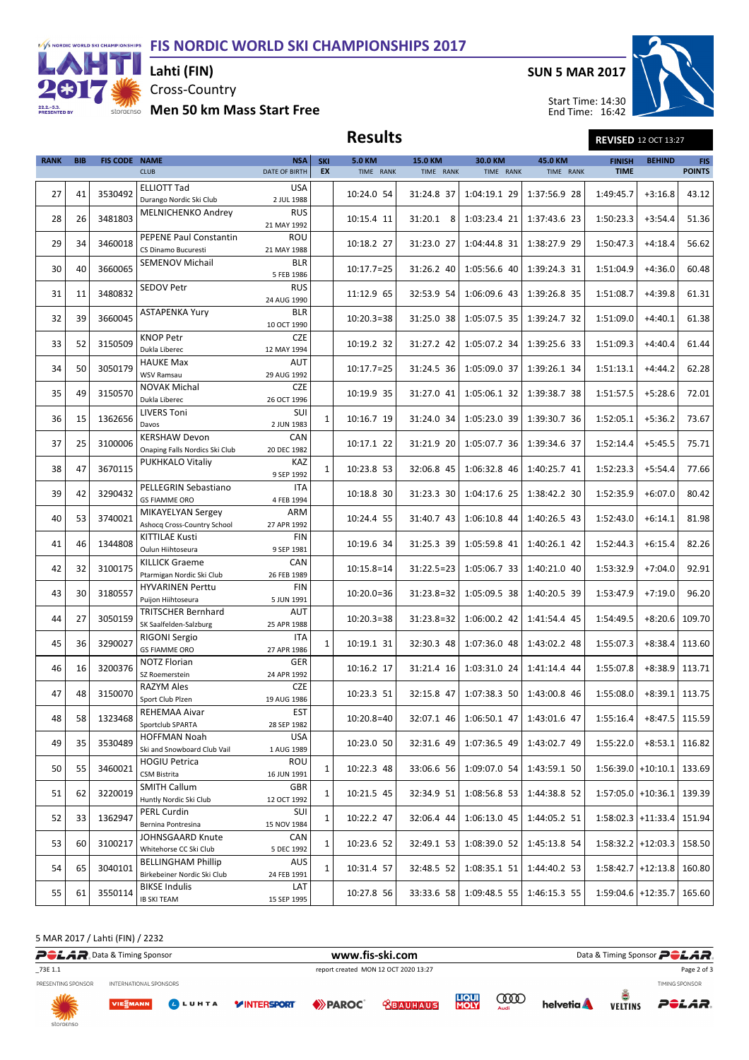# FIS NORDIC WORLD SKI CHAMPIONSHIPS 2017

## Lahti (FIN)

Cross-Country

## Men 50 km Mass Start Free

SUN 5 MAR 2017

Start Time: 14:30
End Time: 16:42

## Results

REVISED 12 OCT 13:27

| RANK | BIB | FIS CODE | NAME / CLUB | NSA / DATE OF BIRTH | SKI EX | 5.0 KM TIME RANK | 15.0 KM TIME RANK | 30.0 KM TIME RANK | 45.0 KM TIME RANK | FINISH TIME | BEHIND | FIS POINTS |
|---|---|---|---|---|---|---|---|---|---|---|---|---|
| 27 | 41 | 3530492 | ELLIOTT Tad<br>Durango Nordic Ski Club | USA<br>2 JUL 1988 | | 10:24.0 54 | 31:24.8 37 | 1:04:19.1 29 | 1:37:56.9 28 | 1:49:45.7 | +3:16.8 | 43.12 |
| 28 | 26 | 3481803 | MELNICHENKO Andrey | RUS<br>21 MAY 1992 | | 10:15.4 11 | 31:20.1 8 | 1:03:23.4 21 | 1:37:43.6 23 | 1:50:23.3 | +3:54.4 | 51.36 |
| 29 | 34 | 3460018 | PEPENE Paul Constantin<br>CS Dinamo Bucuresti | ROU<br>21 MAY 1988 | | 10:18.2 27 | 31:23.0 27 | 1:04:44.8 31 | 1:38:27.9 29 | 1:50:47.3 | +4:18.4 | 56.62 |
| 30 | 40 | 3660065 | SEMENOV Michail | BLR<br>5 FEB 1986 | | 10:17.7=25 | 31:26.2 40 | 1:05:56.6 40 | 1:39:24.3 31 | 1:51:04.9 | +4:36.0 | 60.48 |
| 31 | 11 | 3480832 | SEDOV Petr | RUS<br>24 AUG 1990 | | 11:12.9 65 | 32:53.9 54 | 1:06:09.6 43 | 1:39:26.8 35 | 1:51:08.7 | +4:39.8 | 61.31 |
| 32 | 39 | 3660045 | ASTAPENKA Yury | BLR<br>10 OCT 1990 | | 10:20.3=38 | 31:25.0 38 | 1:05:07.5 35 | 1:39:24.7 32 | 1:51:09.0 | +4:40.1 | 61.38 |
| 33 | 52 | 3150509 | KNOP Petr<br>Dukla Liberec | CZE<br>12 MAY 1994 | | 10:19.2 32 | 31:27.2 42 | 1:05:07.2 34 | 1:39:25.6 33 | 1:51:09.3 | +4:40.4 | 61.44 |
| 34 | 50 | 3050179 | HAUKE Max<br>WSV Ramsau | AUT<br>29 AUG 1992 | | 10:17.7=25 | 31:24.5 36 | 1:05:09.0 37 | 1:39:26.1 34 | 1:51:13.1 | +4:44.2 | 62.28 |
| 35 | 49 | 3150570 | NOVAK Michal<br>Dukla Liberec | CZE<br>26 OCT 1996 | | 10:19.9 35 | 31:27.0 41 | 1:05:06.1 32 | 1:39:38.7 38 | 1:51:57.5 | +5:28.6 | 72.01 |
| 36 | 15 | 1362656 | LIVERS Toni<br>Davos | SUI<br>2 JUN 1983 | 1 | 10:16.7 19 | 31:24.0 34 | 1:05:23.0 39 | 1:39:30.7 36 | 1:52:05.1 | +5:36.2 | 73.67 |
| 37 | 25 | 3100006 | KERSHAW Devon<br>Onaping Falls Nordics Ski Club | CAN<br>20 DEC 1982 | | 10:17.1 22 | 31:21.9 20 | 1:05:07.7 36 | 1:39:34.6 37 | 1:52:14.4 | +5:45.5 | 75.71 |
| 38 | 47 | 3670115 | PUKHKALO Vitaliy | KAZ<br>9 SEP 1992 | 1 | 10:23.8 53 | 32:06.8 45 | 1:06:32.8 46 | 1:40:25.7 41 | 1:52:23.3 | +5:54.4 | 77.66 |
| 39 | 42 | 3290432 | PELLEGRIN Sebastiano<br>GS FIAMME ORO | ITA<br>4 FEB 1994 | | 10:18.8 30 | 31:23.3 30 | 1:04:17.6 25 | 1:38:42.2 30 | 1:52:35.9 | +6:07.0 | 80.42 |
| 40 | 53 | 3740021 | MIKAYELYAN Sergey<br>Ashocq Cross-Country School | ARM<br>27 APR 1992 | | 10:24.4 55 | 31:40.7 43 | 1:06:10.8 44 | 1:40:26.5 43 | 1:52:43.0 | +6:14.1 | 81.98 |
| 41 | 46 | 1344808 | KITTILAE Kusti<br>Oulun Hiihtoseura | FIN<br>9 SEP 1981 | | 10:19.6 34 | 31:25.3 39 | 1:05:59.8 41 | 1:40:26.1 42 | 1:52:44.3 | +6:15.4 | 82.26 |
| 42 | 32 | 3100175 | KILLICK Graeme<br>Ptarmigan Nordic Ski Club | CAN<br>26 FEB 1989 | | 10:15.8=14 | 31:22.5=23 | 1:05:06.7 33 | 1:40:21.0 40 | 1:53:32.9 | +7:04.0 | 92.91 |
| 43 | 30 | 3180557 | HYVARINEN Perttu<br>Puijon Hiihtoseura | FIN<br>5 JUN 1991 | | 10:20.0=36 | 31:23.8=32 | 1:05:09.5 38 | 1:40:20.5 39 | 1:53:47.9 | +7:19.0 | 96.20 |
| 44 | 27 | 3050159 | TRITSCHER Bernhard<br>SK Saalfelden-Salzburg | AUT<br>25 APR 1988 | | 10:20.3=38 | 31:23.8=32 | 1:06:00.2 42 | 1:41:54.4 45 | 1:54:49.5 | +8:20.6 | 109.70 |
| 45 | 36 | 3290027 | RIGONI Sergio<br>GS FIAMME ORO | ITA<br>27 APR 1986 | 1 | 10:19.1 31 | 32:30.3 48 | 1:07:36.0 48 | 1:43:02.2 48 | 1:55:07.3 | +8:38.4 | 113.60 |
| 46 | 16 | 3200376 | NOTZ Florian<br>SZ Roemerstein | GER<br>24 APR 1992 | | 10:16.2 17 | 31:21.4 16 | 1:03:31.0 24 | 1:41:14.4 44 | 1:55:07.8 | +8:38.9 | 113.71 |
| 47 | 48 | 3150070 | RAZYM Ales<br>Sport Club Plzen | CZE<br>19 AUG 1986 | | 10:23.3 51 | 32:15.8 47 | 1:07:38.3 50 | 1:43:00.8 46 | 1:55:08.0 | +8:39.1 | 113.75 |
| 48 | 58 | 1323468 | REHEMAA Aivar<br>Sportclub SPARTA | EST<br>28 SEP 1982 | | 10:20.8=40 | 32:07.1 46 | 1:06:50.1 47 | 1:43:01.6 47 | 1:55:16.4 | +8:47.5 | 115.59 |
| 49 | 35 | 3530489 | HOFFMAN Noah<br>Ski and Snowboard Club Vail | USA<br>1 AUG 1989 | | 10:23.0 50 | 32:31.6 49 | 1:07:36.5 49 | 1:43:02.7 49 | 1:55:22.0 | +8:53.1 | 116.82 |
| 50 | 55 | 3460021 | HOGIU Petrica<br>CSM Bistrita | ROU<br>16 JUN 1991 | 1 | 10:22.3 48 | 33:06.6 56 | 1:09:07.0 54 | 1:43:59.1 50 | 1:56:39.0 | +10:10.1 | 133.69 |
| 51 | 62 | 3220019 | SMITH Callum<br>Huntly Nordic Ski Club | GBR<br>12 OCT 1992 | 1 | 10:21.5 45 | 32:34.9 51 | 1:08:56.8 53 | 1:44:38.8 52 | 1:57:05.0 | +10:36.1 | 139.39 |
| 52 | 33 | 1362947 | PERL Curdin<br>Bernina Pontresina | SUI<br>15 NOV 1984 | 1 | 10:22.2 47 | 32:06.4 44 | 1:06:13.0 45 | 1:44:05.2 51 | 1:58:02.3 | +11:33.4 | 151.94 |
| 53 | 60 | 3100217 | JOHNSGAARD Knute<br>Whitehorse CC Ski Club | CAN<br>5 DEC 1992 | 1 | 10:23.6 52 | 32:49.1 53 | 1:08:39.0 52 | 1:45:13.8 54 | 1:58:32.2 | +12:03.3 | 158.50 |
| 54 | 65 | 3040101 | BELLINGHAM Phillip<br>Birkebeiner Nordic Ski Club | AUS<br>24 FEB 1991 | 1 | 10:31.4 57 | 32:48.5 52 | 1:08:35.1 51 | 1:44:40.2 53 | 1:58:42.7 | +12:13.8 | 160.80 |
| 55 | 61 | 3550114 | BIKSE Indulis<br>IB SKI TEAM | LAT<br>15 SEP 1995 | | 10:27.8 56 | 33:33.6 58 | 1:09:48.5 55 | 1:46:15.3 55 | 1:59:04.6 | +12:35.7 | 165.60 |

5 MAR 2017 / Lahti (FIN) / 2232

_73E 1.1 report created MON 12 OCT 2020 13:27

www.fis-ski.com

Data & Timing Sponsor POLAR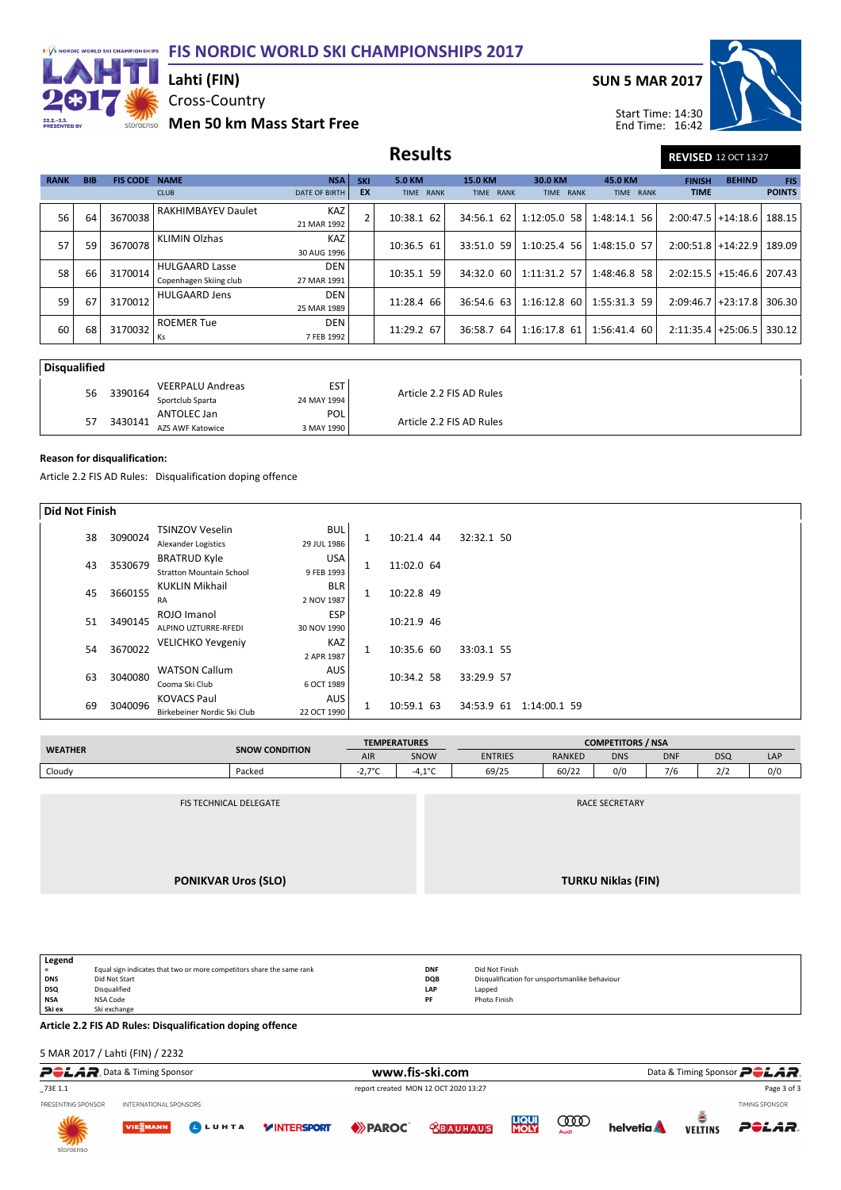# FIS NORDIC WORLD SKI CHAMPIONSHIPS 2017

## Lahti (FIN)

Cross-Country

**Men 50 km Mass Start Free**

**SUN 5 MAR 2017**

Start Time: 14:30
End Time: 16:42

## Results

**REVISED** 12 OCT 13:27

| RANK | BIB | FIS CODE | NAME / CLUB | NSA / DATE OF BIRTH | SKI EX | 5.0 KM TIME RANK | 15.0 KM TIME RANK | 30.0 KM TIME RANK | 45.0 KM TIME RANK | FINISH TIME | BEHIND | FIS POINTS |
|---|---|---|---|---|---|---|---|---|---|---|---|---|
| 56 | 64 | 3670038 | RAKHIMBAYEV Daulet | KAZ 21 MAR 1992 | 2 | 10:38.1 62 | 34:56.1 62 | 1:12:05.0 58 | 1:48:14.1 56 | 2:00:47.5 | +14:18.6 | 188.15 |
| 57 | 59 | 3670078 | KLIMIN Olzhas | KAZ 30 AUG 1996 | | 10:36.5 61 | 33:51.0 59 | 1:10:25.4 56 | 1:48:15.0 57 | 2:00:51.8 | +14:22.9 | 189.09 |
| 58 | 66 | 3170014 | HULGAARD Lasse / Copenhagen Skiing club | DEN 27 MAR 1991 | | 10:35.1 59 | 34:32.0 60 | 1:11:31.2 57 | 1:48:46.8 58 | 2:02:15.5 | +15:46.6 | 207.43 |
| 59 | 67 | 3170012 | HULGAARD Jens | DEN 25 MAR 1989 | | 11:28.4 66 | 36:54.6 63 | 1:16:12.8 60 | 1:55:31.3 59 | 2:09:46.7 | +23:17.8 | 306.30 |
| 60 | 68 | 3170032 | ROEMER Tue / Ks | DEN 7 FEB 1992 | | 11:29.2 67 | 36:58.7 64 | 1:16:17.8 61 | 1:56:41.4 60 | 2:11:35.4 | +25:06.5 | 330.12 |

### Disqualified

| BIB | FIS CODE | NAME / CLUB | NSA / DATE OF BIRTH | Reason |
|---|---|---|---|---|
| 56 | 3390164 | VEERPALU Andreas / Sportclub Sparta | EST 24 MAY 1994 | Article 2.2 FIS AD Rules |
| 57 | 3430141 | ANTOLEC Jan / AZS AWF Katowice | POL 3 MAY 1990 | Article 2.2 FIS AD Rules |

**Reason for disqualification:**

Article 2.2 FIS AD Rules: Disqualification doping offence

### Did Not Finish

| BIB | FIS CODE | NAME / CLUB | NSA / DATE OF BIRTH | SKI EX | 5.0 KM | 15.0 KM | 30.0 KM |
|---|---|---|---|---|---|---|---|
| 38 | 3090024 | TSINZOV Veselin / Alexander Logistics | BUL 29 JUL 1986 | 1 | 10:21.4 44 | 32:32.1 50 | |
| 43 | 3530679 | BRATRUD Kyle / Stratton Mountain School | USA 9 FEB 1993 | 1 | 11:02.0 64 | | |
| 45 | 3660155 | KUKLIN Mikhail / RA | BLR 2 NOV 1987 | 1 | 10:22.8 49 | | |
| 51 | 3490145 | ROJO Imanol / ALPINO UZTURRE-RFEDI | ESP 30 NOV 1990 | | 10:21.9 46 | | |
| 54 | 3670022 | VELICHKO Yevgeniy | KAZ 2 APR 1987 | 1 | 10:35.6 60 | 33:03.1 55 | |
| 63 | 3040080 | WATSON Callum / Cooma Ski Club | AUS 6 OCT 1989 | | 10:34.2 58 | 33:29.9 57 | |
| 69 | 3040096 | KOVACS Paul / Birkebeiner Nordic Ski Club | AUS 22 OCT 1990 | 1 | 10:59.1 63 | 34:53.9 61 | 1:14:00.1 59 |

| WEATHER | SNOW CONDITION | TEMPERATURES AIR | TEMPERATURES SNOW | ENTRIES | RANKED | DNS | DNF | DSQ | LAP |
|---|---|---|---|---|---|---|---|---|---|
| Cloudy | Packed | -2,7°C | -4,1°C | 69/25 | 60/22 | 0/0 | 7/6 | 2/2 | 0/0 |

| FIS TECHNICAL DELEGATE | RACE SECRETARY |
|---|---|
| **PONIKVAR Uros (SLO)** | **TURKU Niklas (FIN)** |

**Legend**

| | | | |
|---|---|---|---|
| = | Equal sign indicates that two or more competitors share the same rank | DNF | Did Not Finish |
| DNS | Did Not Start | DQB | Disqualification for unsportsmanlike behaviour |
| DSQ | Disqualified | LAP | Lapped |
| NSA | NSA Code | PF | Photo Finish |
| Ski ex | Ski exchange | | |

**Article 2.2 FIS AD Rules: Disqualification doping offence**

5 MAR 2017 / Lahti (FIN) / 2232

www.fis-ski.com

_73E 1.1 — report created MON 12 OCT 2020 13:27